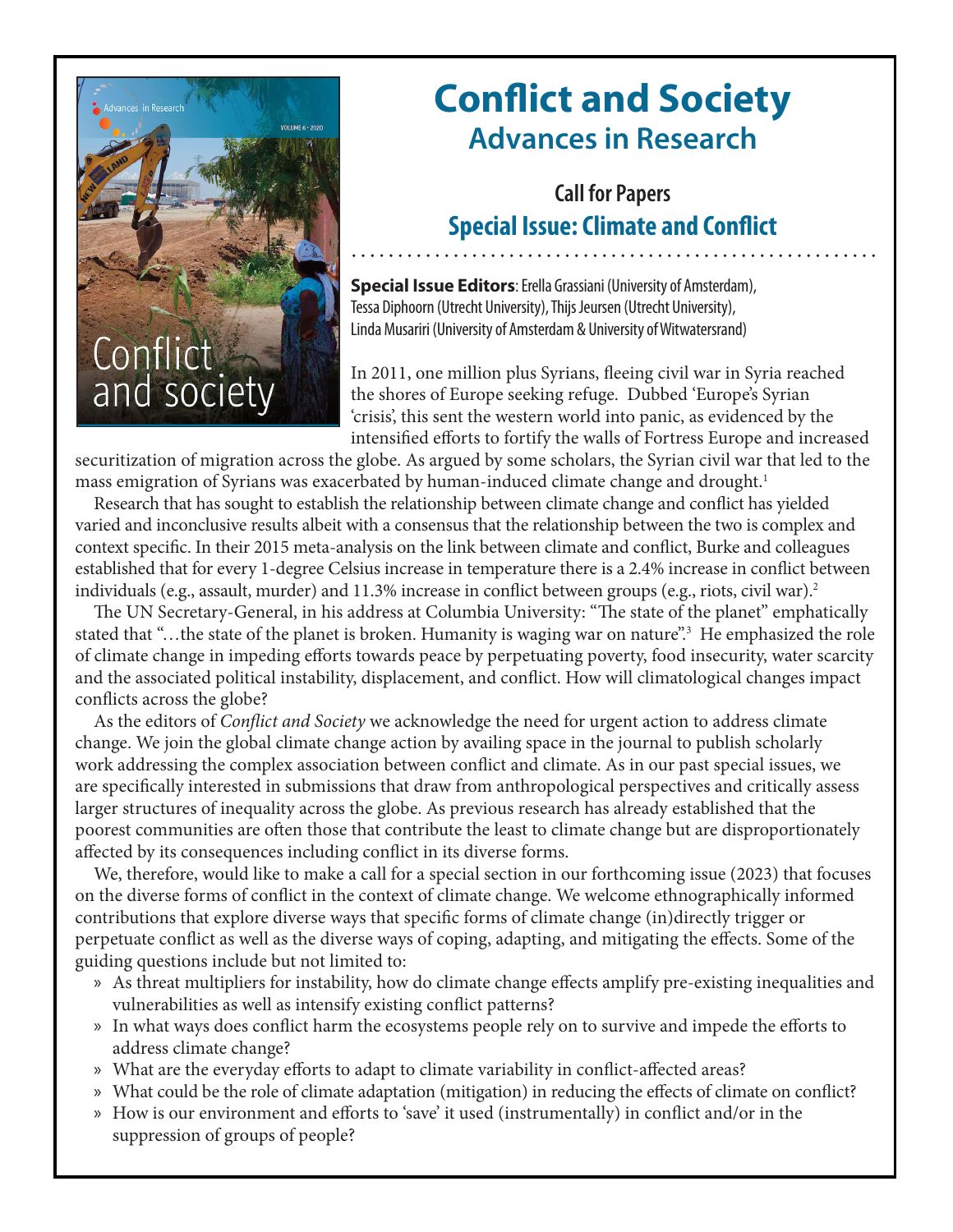# Conflict and Society
## Advances in Research

### Call for Papers
### Special Issue: Climate and Conflict

**Special Issue Editors**: Erella Grassiani (University of Amsterdam), Tessa Diphoorn (Utrecht University), Thijs Jeursen (Utrecht University), Linda Musariri (University of Amsterdam & University of Witwatersrand)

In 2011, one million plus Syrians, fleeing civil war in Syria reached the shores of Europe seeking refuge. Dubbed 'Europe's Syrian 'crisis', this sent the western world into panic, as evidenced by the intensified efforts to fortify the walls of Fortress Europe and increased securitization of migration across the globe. As argued by some scholars, the Syrian civil war that led to the mass emigration of Syrians was exacerbated by human-induced climate change and drought.[1]

Research that has sought to establish the relationship between climate change and conflict has yielded varied and inconclusive results albeit with a consensus that the relationship between the two is complex and context specific. In their 2015 meta-analysis on the link between climate and conflict, Burke and colleagues established that for every 1-degree Celsius increase in temperature there is a 2.4% increase in conflict between individuals (e.g., assault, murder) and 11.3% increase in conflict between groups (e.g., riots, civil war).[2]

The UN Secretary-General, in his address at Columbia University: "The state of the planet" emphatically stated that "…the state of the planet is broken. Humanity is waging war on nature".[3] He emphasized the role of climate change in impeding efforts towards peace by perpetuating poverty, food insecurity, water scarcity and the associated political instability, displacement, and conflict. How will climatological changes impact conflicts across the globe?

As the editors of *Conflict and Society* we acknowledge the need for urgent action to address climate change. We join the global climate change action by availing space in the journal to publish scholarly work addressing the complex association between conflict and climate. As in our past special issues, we are specifically interested in submissions that draw from anthropological perspectives and critically assess larger structures of inequality across the globe. As previous research has already established that the poorest communities are often those that contribute the least to climate change but are disproportionately affected by its consequences including conflict in its diverse forms.

We, therefore, would like to make a call for a special section in our forthcoming issue (2023) that focuses on the diverse forms of conflict in the context of climate change. We welcome ethnographically informed contributions that explore diverse ways that specific forms of climate change (in)directly trigger or perpetuate conflict as well as the diverse ways of coping, adapting, and mitigating the effects. Some of the guiding questions include but not limited to:

- As threat multipliers for instability, how do climate change effects amplify pre-existing inequalities and vulnerabilities as well as intensify existing conflict patterns?
- In what ways does conflict harm the ecosystems people rely on to survive and impede the efforts to address climate change?
- What are the everyday efforts to adapt to climate variability in conflict-affected areas?
- What could be the role of climate adaptation (mitigation) in reducing the effects of climate on conflict?
- How is our environment and efforts to 'save' it used (instrumentally) in conflict and/or in the suppression of groups of people?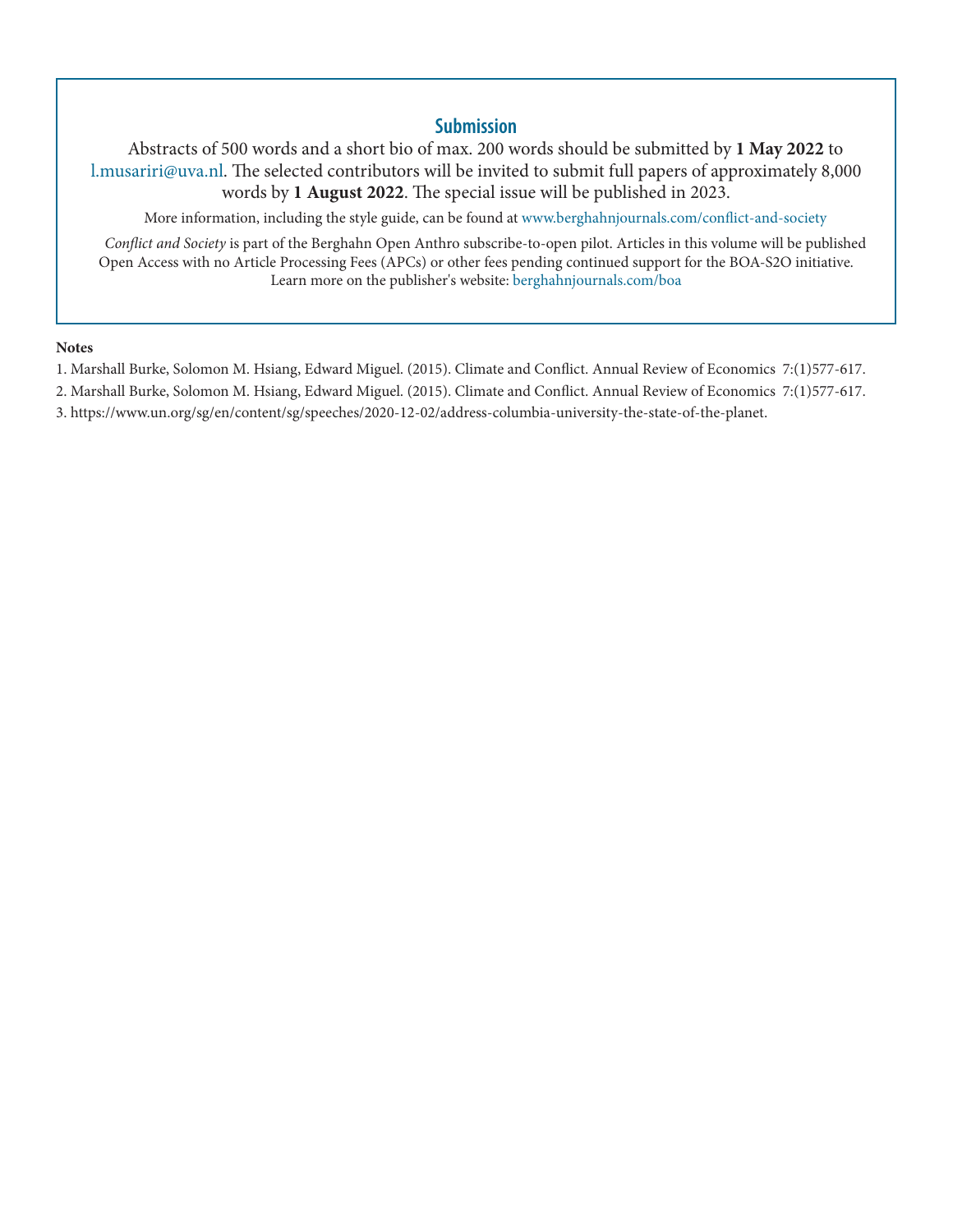## Submission

Abstracts of 500 words and a short bio of max. 200 words should be submitted by **1 May 2022** to l.musariri@uva.nl. The selected contributors will be invited to submit full papers of approximately 8,000 words by **1 August 2022**. The special issue will be published in 2023.

More information, including the style guide, can be found at www.berghahnjournals.com/conflict-and-society

*Conflict and Society* is part of the Berghahn Open Anthro subscribe-to-open pilot. Articles in this volume will be published Open Access with no Article Processing Fees (APCs) or other fees pending continued support for the BOA-S2O initiative. Learn more on the publisher's website: berghahnjournals.com/boa

**Notes**

1. Marshall Burke, Solomon M. Hsiang, Edward Miguel. (2015). Climate and Conflict. Annual Review of Economics 7:(1)577-617.
2. Marshall Burke, Solomon M. Hsiang, Edward Miguel. (2015). Climate and Conflict. Annual Review of Economics 7:(1)577-617.
3. https://www.un.org/sg/en/content/sg/speeches/2020-12-02/address-columbia-university-the-state-of-the-planet.